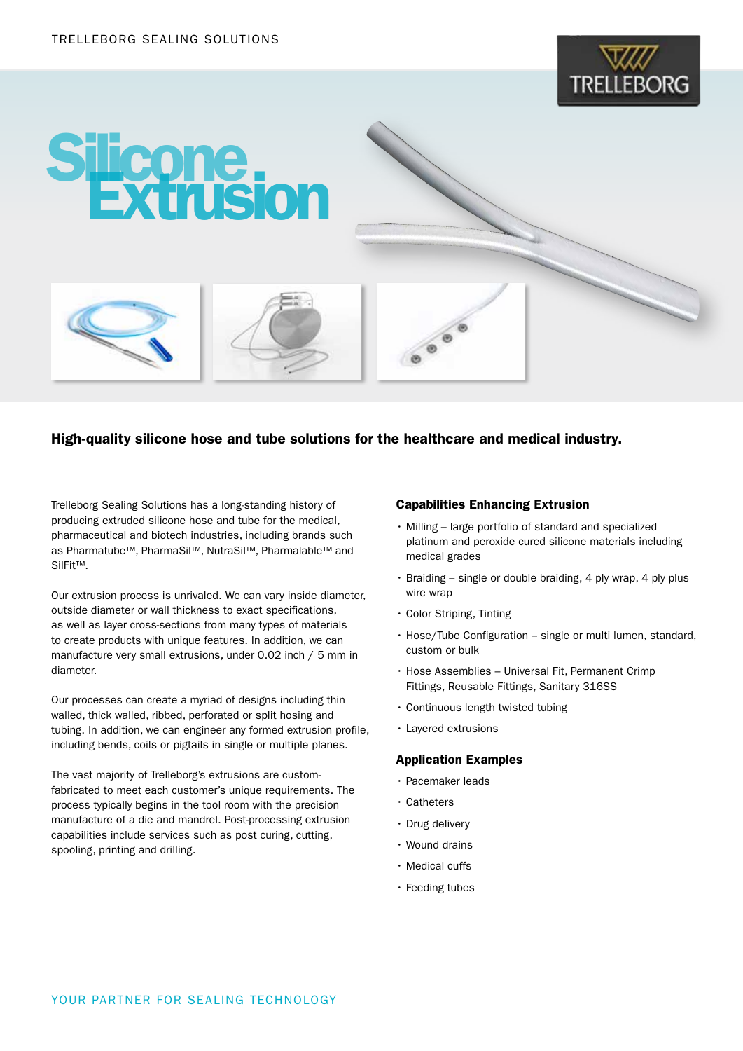# Silicone Extrusion

**High-quality silicone hose and tube solutions for the healthcare and medical industry.**

Trelleborg Sealing Solutions has a long-standing history of producing extruded silicone hose and tube for the medical, pharmaceutical and biotech industries, including brands such as Pharmatube™, PharmaSil™, NutraSil™, Pharmalable™ and SilFit™.

Our extrusion process is unrivaled. We can vary inside diameter, outside diameter or wall thickness to exact specifications, as well as layer cross-sections from many types of materials to create products with unique features. In addition, we can manufacture very small extrusions, under 0.02 inch / 5 mm in diameter.

Our processes can create a myriad of designs including thin walled, thick walled, ribbed, perforated or split hosing and tubing. In addition, we can engineer any formed extrusion profile, including bends, coils or pigtails in single or multiple planes.

The vast majority of Trelleborg's extrusions are custom-fabricated to meet each customer's unique requirements. The process typically begins in the tool room with the precision manufacture of a die and mandrel. Post-processing extrusion capabilities include services such as post curing, cutting, spooling, printing and drilling.

## Capabilities Enhancing Extrusion

- Milling – large portfolio of standard and specialized platinum and peroxide cured silicone materials including medical grades
- Braiding – single or double braiding, 4 ply wrap, 4 ply plus wire wrap
- Color Striping, Tinting
- Hose/Tube Configuration – single or multi lumen, standard, custom or bulk
- Hose Assemblies – Universal Fit, Permanent Crimp Fittings, Reusable Fittings, Sanitary 316SS
- Continuous length twisted tubing
- Layered extrusions

## Application Examples

- Pacemaker leads
- Catheters
- Drug delivery
- Wound drains
- Medical cuffs
- Feeding tubes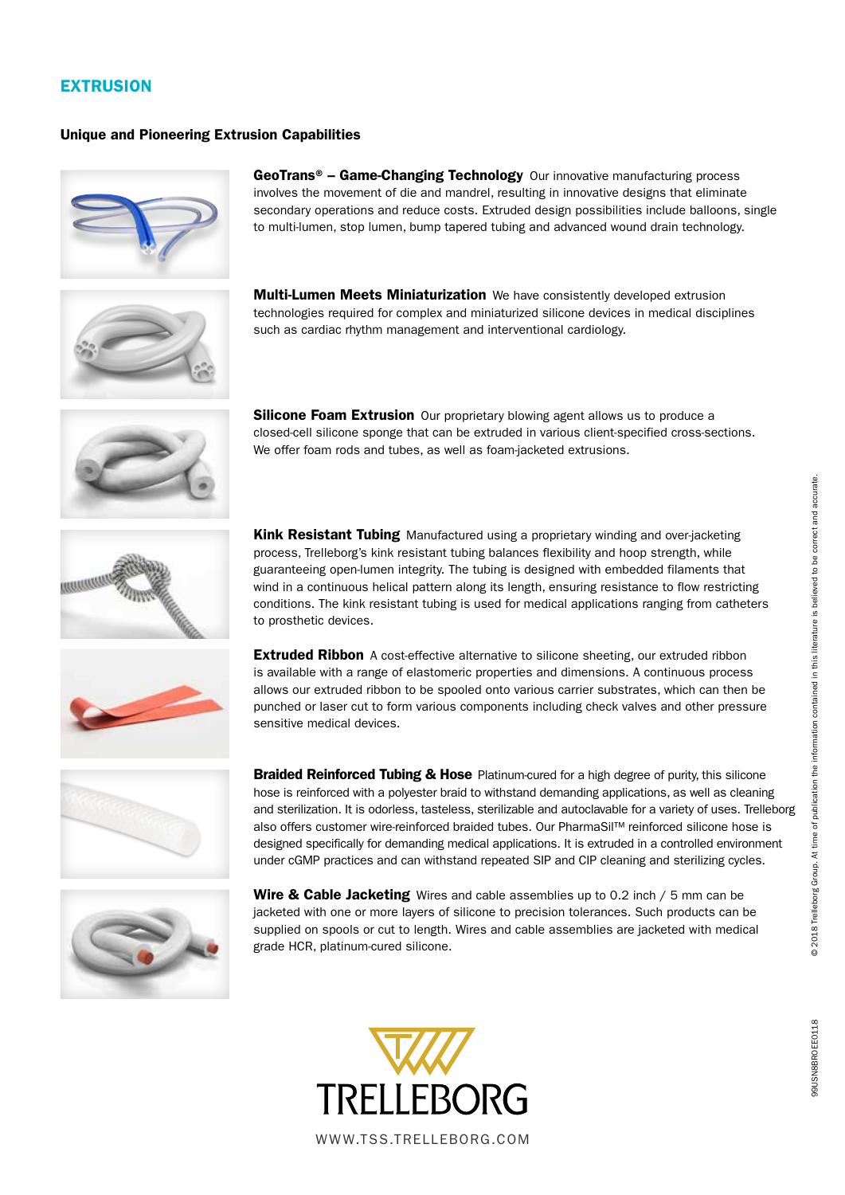## EXTRUSION

### Unique and Pioneering Extrusion Capabilities

**GeoTrans® – Game-Changing Technology** Our innovative manufacturing process involves the movement of die and mandrel, resulting in innovative designs that eliminate secondary operations and reduce costs. Extruded design possibilities include balloons, single to multi-lumen, stop lumen, bump tapered tubing and advanced wound drain technology.

**Multi-Lumen Meets Miniaturization** We have consistently developed extrusion technologies required for complex and miniaturized silicone devices in medical disciplines such as cardiac rhythm management and interventional cardiology.

**Silicone Foam Extrusion** Our proprietary blowing agent allows us to produce a closed-cell silicone sponge that can be extruded in various client-specified cross-sections. We offer foam rods and tubes, as well as foam-jacketed extrusions.

**Kink Resistant Tubing** Manufactured using a proprietary winding and over-jacketing process, Trelleborg's kink resistant tubing balances flexibility and hoop strength, while guaranteeing open-lumen integrity. The tubing is designed with embedded filaments that wind in a continuous helical pattern along its length, ensuring resistance to flow restricting conditions. The kink resistant tubing is used for medical applications ranging from catheters to prosthetic devices.

**Extruded Ribbon** A cost-effective alternative to silicone sheeting, our extruded ribbon is available with a range of elastomeric properties and dimensions. A continuous process allows our extruded ribbon to be spooled onto various carrier substrates, which can then be punched or laser cut to form various components including check valves and other pressure sensitive medical devices.

**Braided Reinforced Tubing & Hose** Platinum-cured for a high degree of purity, this silicone hose is reinforced with a polyester braid to withstand demanding applications, as well as cleaning and sterilization. It is odorless, tasteless, sterilizable and autoclavable for a variety of uses. Trelleborg also offers customer wire-reinforced braided tubes. Our PharmaSil™ reinforced silicone hose is designed specifically for demanding medical applications. It is extruded in a controlled environment under cGMP practices and can withstand repeated SIP and CIP cleaning and sterilizing cycles.

**Wire & Cable Jacketing** Wires and cable assemblies up to 0.2 inch / 5 mm can be jacketed with one or more layers of silicone to precision tolerances. Such products can be supplied on spools or cut to length. Wires and cable assemblies are jacketed with medical grade HCR, platinum-cured silicone.

TRELLEBORG

WWW.TSS.TRELLEBORG.COM

© 2018 Trelleborg Group. At time of publication the information contained in this literature is believed to be correct and accurate.

99USN8ROEE0118